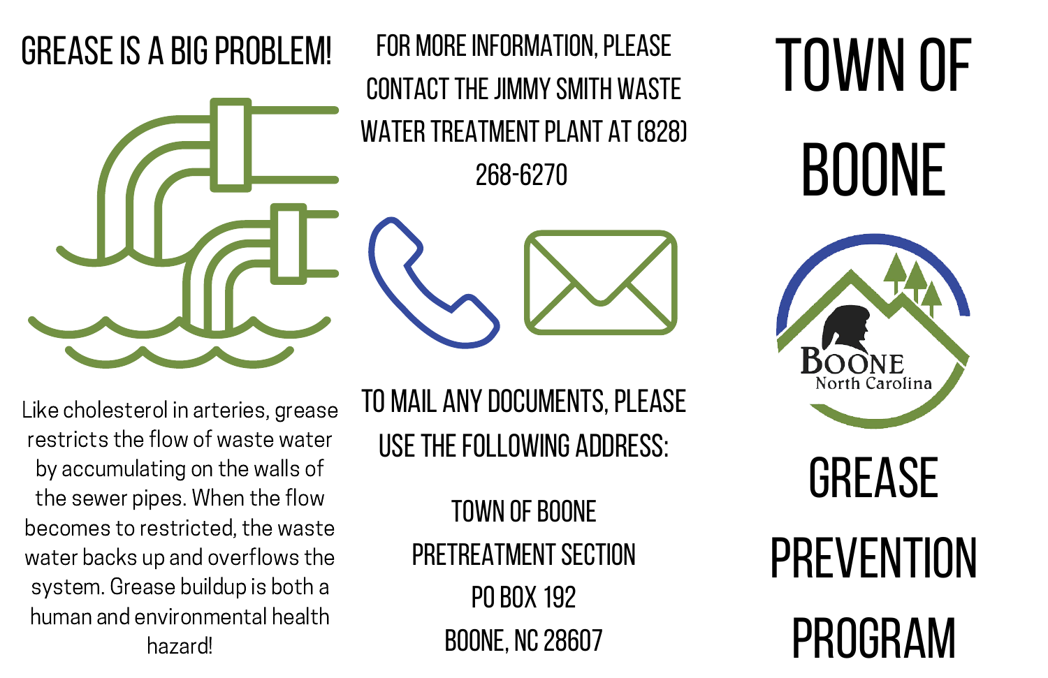# GREASE IS A BIG PROBLEM!

Like cholesterol in arteries, grease restricts the flow of waste water by accumulating on the walls of the sewer pipes. When the flow becomes to restricted, the waste water backs up and overflows the system. Grease buildup is both a human and environmental health hazard!

## FOR MORE INFORMATION, PLEASE CONTACT THE JIMMY SMITH WASTE WATER TREATMENT PLANT AT (828) 268-6270

## TO MAIL ANY DOCUMENTS, PLEASE USE THE FOLLOWING ADDRESS:

TOWN OF BOONE
PRETREATMENT SECTION
PO BOX 192
BOONE, NC 28607

# TOWN OF BOONE

BOONE
North Carolina

# GREASE PREVENTION PROGRAM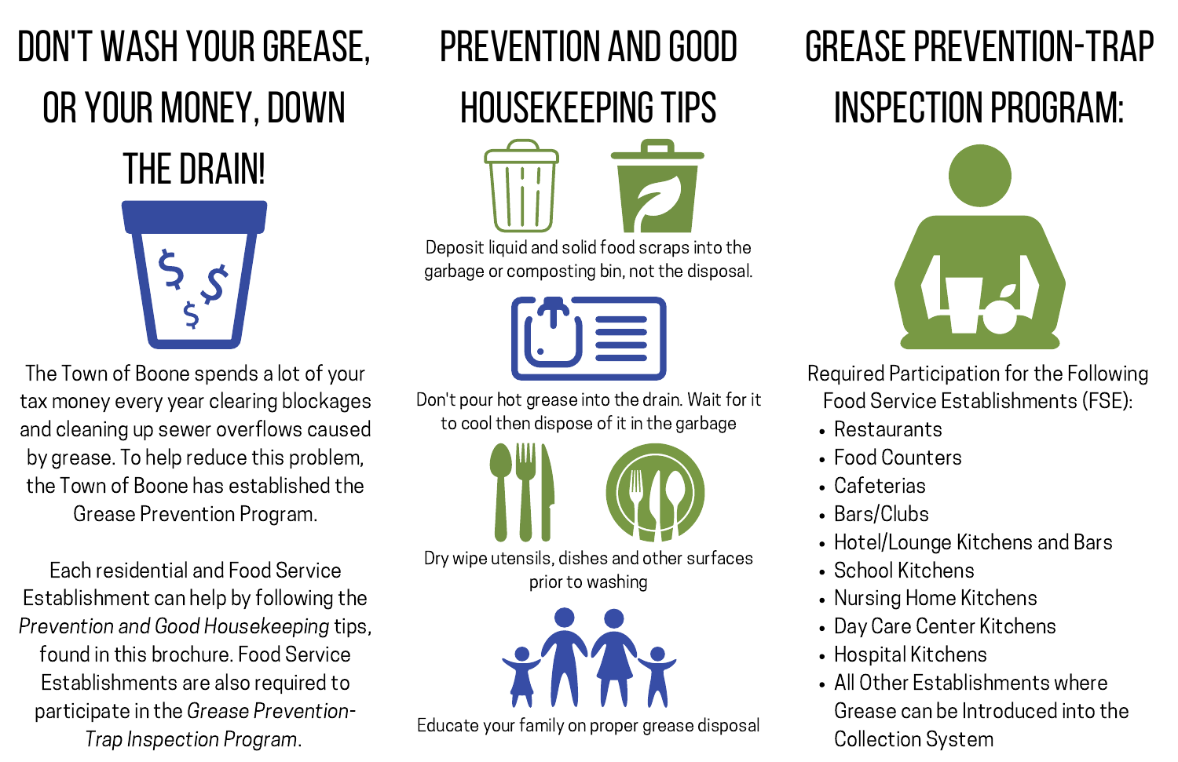# DON'T WASH YOUR GREASE, OR YOUR MONEY, DOWN THE DRAIN!

The Town of Boone spends a lot of your tax money every year clearing blockages and cleaning up sewer overflows caused by grease. To help reduce this problem, the Town of Boone has established the Grease Prevention Program.

Each residential and Food Service Establishment can help by following the *Prevention and Good Housekeeping* tips, found in this brochure. Food Service Establishments are also required to participate in the *Grease Prevention-Trap Inspection Program*.

# PREVENTION AND GOOD HOUSEKEEPING TIPS

Deposit liquid and solid food scraps into the garbage or composting bin, not the disposal.

Don't pour hot grease into the drain. Wait for it to cool then dispose of it in the garbage

Dry wipe utensils, dishes and other surfaces prior to washing

Educate your family on proper grease disposal

# GREASE PREVENTION-TRAP INSPECTION PROGRAM:

Required Participation for the Following Food Service Establishments (FSE):

- Restaurants
- Food Counters
- Cafeterias
- Bars/Clubs
- Hotel/Lounge Kitchens and Bars
- School Kitchens
- Nursing Home Kitchens
- Day Care Center Kitchens
- Hospital Kitchens
- All Other Establishments where Grease can be Introduced into the Collection System